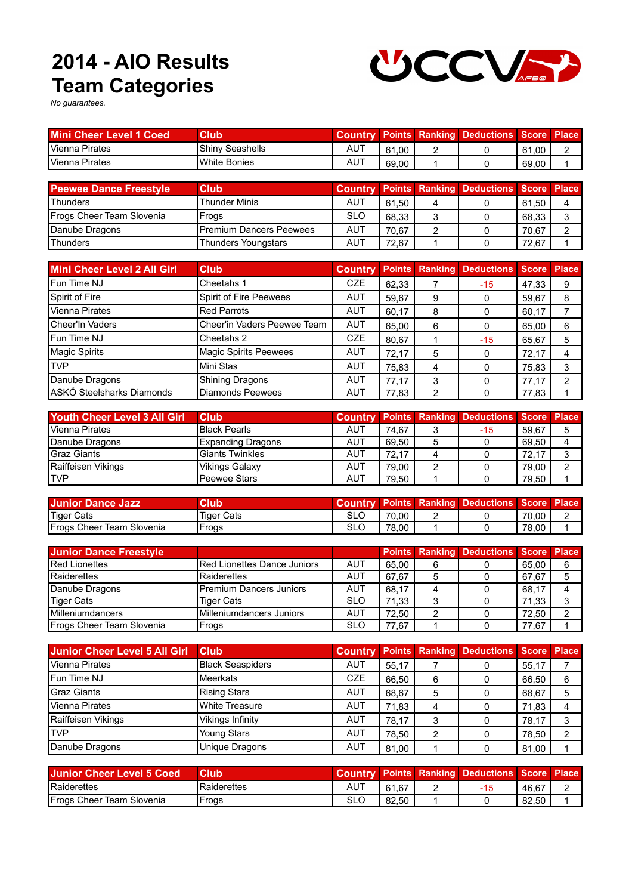# 2014 - AIO Results Team Categories

*No guarantees.*

| Mini Cheer Level 1 Coed | Club | Country | Points | Ranking | Deductions | Score | Place |
|---|---|---|---|---|---|---|---|
| Vienna Pirates | Shiny Seashells | AUT | 61,00 | 2 | 0 | 61,00 | 2 |
| Vienna Pirates | White Bonies | AUT | 69,00 | 1 | 0 | 69,00 | 1 |

| Peewee Dance Freestyle | Club | Country | Points | Ranking | Deductions | Score | Place |
|---|---|---|---|---|---|---|---|
| Thunders | Thunder Minis | AUT | 61,50 | 4 | 0 | 61,50 | 4 |
| Frogs Cheer Team Slovenia | Frogs | SLO | 68,33 | 3 | 0 | 68,33 | 3 |
| Danube Dragons | Premium Dancers Peewees | AUT | 70,67 | 2 | 0 | 70,67 | 2 |
| Thunders | Thunders Youngstars | AUT | 72,67 | 1 | 0 | 72,67 | 1 |

| Mini Cheer Level 2 All Girl | Club | Country | Points | Ranking | Deductions | Score | Place |
|---|---|---|---|---|---|---|---|
| Fun Time NJ | Cheetahs 1 | CZE | 62,33 | 7 | -15 | 47,33 | 9 |
| Spirit of Fire | Spirit of Fire Peewees | AUT | 59,67 | 9 | 0 | 59,67 | 8 |
| Vienna Pirates | Red Parrots | AUT | 60,17 | 8 | 0 | 60,17 | 7 |
| Cheer'In Vaders | Cheer'in Vaders Peewee Team | AUT | 65,00 | 6 | 0 | 65,00 | 6 |
| Fun Time NJ | Cheetahs 2 | CZE | 80,67 | 1 | -15 | 65,67 | 5 |
| Magic Spirits | Magic Spirits Peewees | AUT | 72,17 | 5 | 0 | 72,17 | 4 |
| TVP | Mini Stas | AUT | 75,83 | 4 | 0 | 75,83 | 3 |
| Danube Dragons | Shining Dragons | AUT | 77,17 | 3 | 0 | 77,17 | 2 |
| ASKÖ Steelsharks Diamonds | Diamonds Peewees | AUT | 77,83 | 2 | 0 | 77,83 | 1 |

| Youth Cheer Level 3 All Girl | Club | Country | Points | Ranking | Deductions | Score | Place |
|---|---|---|---|---|---|---|---|
| Vienna Pirates | Black Pearls | AUT | 74,67 | 3 | -15 | 59,67 | 5 |
| Danube Dragons | Expanding Dragons | AUT | 69,50 | 5 | 0 | 69,50 | 4 |
| Graz Giants | Giants Twinkles | AUT | 72,17 | 4 | 0 | 72,17 | 3 |
| Raiffeisen Vikings | Vikings Galaxy | AUT | 79,00 | 2 | 0 | 79,00 | 2 |
| TVP | Peewee Stars | AUT | 79,50 | 1 | 0 | 79,50 | 1 |

| Junior Dance Jazz | Club | Country | Points | Ranking | Deductions | Score | Place |
|---|---|---|---|---|---|---|---|
| Tiger Cats | Tiger Cats | SLO | 70,00 | 2 | 0 | 70,00 | 2 |
| Frogs Cheer Team Slovenia | Frogs | SLO | 78,00 | 1 | 0 | 78,00 | 1 |

| Junior Dance Freestyle | | | Points | Ranking | Deductions | Score | Place |
|---|---|---|---|---|---|---|---|
| Red Lionettes | Red Lionettes Dance Juniors | AUT | 65,00 | 6 | 0 | 65,00 | 6 |
| Raiderettes | Raiderettes | AUT | 67,67 | 5 | 0 | 67,67 | 5 |
| Danube Dragons | Premium Dancers Juniors | AUT | 68,17 | 4 | 0 | 68,17 | 4 |
| Tiger Cats | Tiger Cats | SLO | 71,33 | 3 | 0 | 71,33 | 3 |
| Milleniumdancers | Milleniumdancers Juniors | AUT | 72,50 | 2 | 0 | 72,50 | 2 |
| Frogs Cheer Team Slovenia | Frogs | SLO | 77,67 | 1 | 0 | 77,67 | 1 |

| Junior Cheer Level 5 All Girl | Club | Country | Points | Ranking | Deductions | Score | Place |
|---|---|---|---|---|---|---|---|
| Vienna Pirates | Black Seaspiders | AUT | 55,17 | 7 | 0 | 55,17 | 7 |
| Fun Time NJ | Meerkats | CZE | 66,50 | 6 | 0 | 66,50 | 6 |
| Graz Giants | Rising Stars | AUT | 68,67 | 5 | 0 | 68,67 | 5 |
| Vienna Pirates | White Treasure | AUT | 71,83 | 4 | 0 | 71,83 | 4 |
| Raiffeisen Vikings | Vikings Infinity | AUT | 78,17 | 3 | 0 | 78,17 | 3 |
| TVP | Young Stars | AUT | 78,50 | 2 | 0 | 78,50 | 2 |
| Danube Dragons | Unique Dragons | AUT | 81,00 | 1 | 0 | 81,00 | 1 |

| Junior Cheer Level 5 Coed | Club | Country | Points | Ranking | Deductions | Score | Place |
|---|---|---|---|---|---|---|---|
| Raiderettes | Raiderettes | AUT | 61,67 | 2 | -15 | 46,67 | 2 |
| Frogs Cheer Team Slovenia | Frogs | SLO | 82,50 | 1 | 0 | 82,50 | 1 |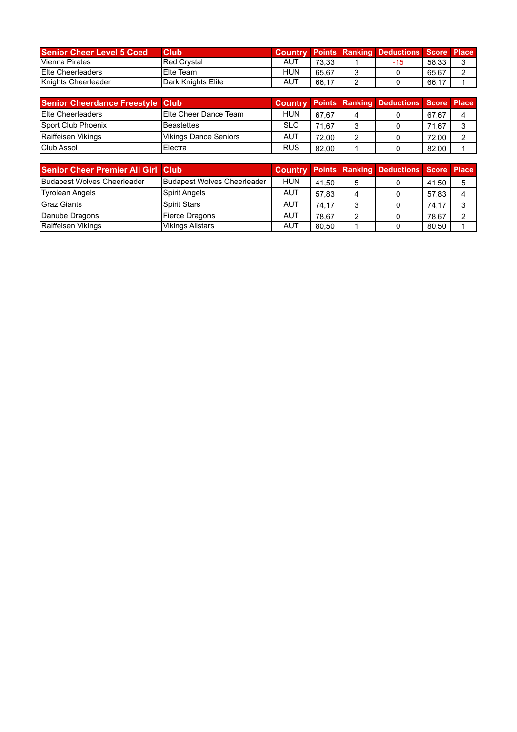| Senior Cheer Level 5 Coed | Club | Country | Points | Ranking | Deductions | Score | Place |
|---|---|---|---|---|---|---|---|
| Vienna Pirates | Red Crystal | AUT | 73,33 | 1 | -15 | 58,33 | 3 |
| Elte Cheerleaders | Elte Team | HUN | 65,67 | 3 | 0 | 65,67 | 2 |
| Knights Cheerleader | Dark Knights Elite | AUT | 66,17 | 2 | 0 | 66,17 | 1 |

| Senior Cheerdance Freestyle | Club | Country | Points | Ranking | Deductions | Score | Place |
|---|---|---|---|---|---|---|---|
| Elte Cheerleaders | Elte Cheer Dance Team | HUN | 67,67 | 4 | 0 | 67,67 | 4 |
| Sport Club Phoenix | Beastettes | SLO | 71,67 | 3 | 0 | 71,67 | 3 |
| Raiffeisen Vikings | Vikings Dance Seniors | AUT | 72,00 | 2 | 0 | 72,00 | 2 |
| Club Assol | Electra | RUS | 82,00 | 1 | 0 | 82,00 | 1 |

| Senior Cheer Premier All Girl | Club | Country | Points | Ranking | Deductions | Score | Place |
|---|---|---|---|---|---|---|---|
| Budapest Wolves Cheerleader | Budapest Wolves Cheerleader | HUN | 41,50 | 5 | 0 | 41,50 | 5 |
| Tyrolean Angels | Spirit Angels | AUT | 57,83 | 4 | 0 | 57,83 | 4 |
| Graz Giants | Spirit Stars | AUT | 74,17 | 3 | 0 | 74,17 | 3 |
| Danube Dragons | Fierce Dragons | AUT | 78,67 | 2 | 0 | 78,67 | 2 |
| Raiffeisen Vikings | Vikings Allstars | AUT | 80,50 | 1 | 0 | 80,50 | 1 |